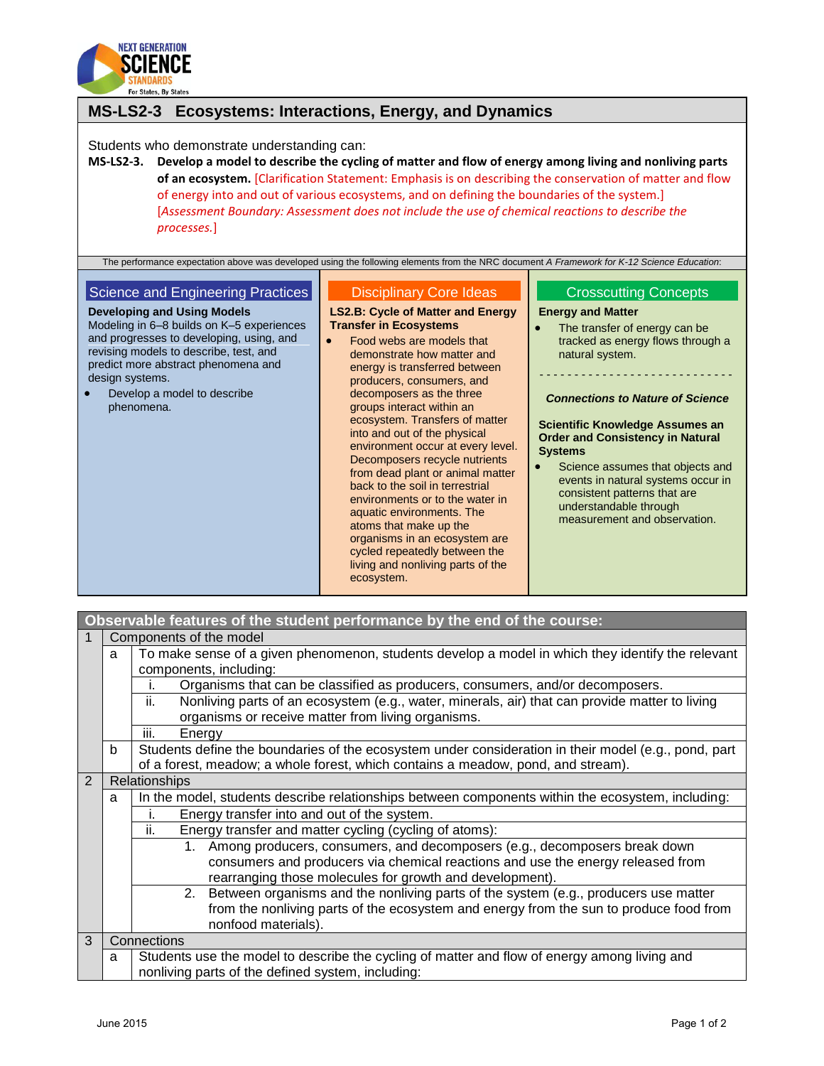## MS-LS2-3 Ecosystems: Interactions, Energy, and Dynamics

Students who demonstrate understanding can:

**MS-LS2-3. Develop a model to describe the cycling of matter and flow of energy among living and nonliving parts of an ecosystem.** [Clarification Statement: Emphasis is on describing the conservation of matter and flow of energy into and out of various ecosystems, and on defining the boundaries of the system.] [*Assessment Boundary: Assessment does not include the use of chemical reactions to describe the processes.*]

The performance expectation above was developed using the following elements from the NRC document *A Framework for K-12 Science Education*:

### Science and Engineering Practices

**Developing and Using Models**

Modeling in 6–8 builds on K–5 experiences and progresses to developing, using, and revising models to describe, test, and predict more abstract phenomena and design systems.

- Develop a model to describe phenomena.

### Disciplinary Core Ideas

**LS2.B: Cycle of Matter and Energy Transfer in Ecosystems**

- Food webs are models that demonstrate how matter and energy is transferred between producers, consumers, and decomposers as the three groups interact within an ecosystem. Transfers of matter into and out of the physical environment occur at every level. Decomposers recycle nutrients from dead plant or animal matter back to the soil in terrestrial environments or to the water in aquatic environments. The atoms that make up the organisms in an ecosystem are cycled repeatedly between the living and nonliving parts of the ecosystem.

### Crosscutting Concepts

**Energy and Matter**

- The transfer of energy can be tracked as energy flows through a natural system.

---

***Connections to Nature of Science***

**Scientific Knowledge Assumes an Order and Consistency in Natural Systems**

- Science assumes that objects and events in natural systems occur in consistent patterns that are understandable through measurement and observation.

| Observable features of the student performance by the end of the course: | | | |
|---|---|---|---|
| 1 | Components of the model | | |
| | a | To make sense of a given phenomenon, students develop a model in which they identify the relevant components, including: | |
| | | i. | Organisms that can be classified as producers, consumers, and/or decomposers. |
| | | ii. | Nonliving parts of an ecosystem (e.g., water, minerals, air) that can provide matter to living organisms or receive matter from living organisms. |
| | | iii. | Energy |
| | b | Students define the boundaries of the ecosystem under consideration in their model (e.g., pond, part of a forest, meadow; a whole forest, which contains a meadow, pond, and stream). | |
| 2 | Relationships | | |
| | a | In the model, students describe relationships between components within the ecosystem, including: | |
| | | i. | Energy transfer into and out of the system. |
| | | ii. | Energy transfer and matter cycling (cycling of atoms): |
| | | | 1. Among producers, consumers, and decomposers (e.g., decomposers break down consumers and producers via chemical reactions and use the energy released from rearranging those molecules for growth and development). |
| | | | 2. Between organisms and the nonliving parts of the system (e.g., producers use matter from the nonliving parts of the ecosystem and energy from the sun to produce food from nonfood materials). |
| 3 | Connections | | |
| | a | Students use the model to describe the cycling of matter and flow of energy among living and nonliving parts of the defined system, including: | |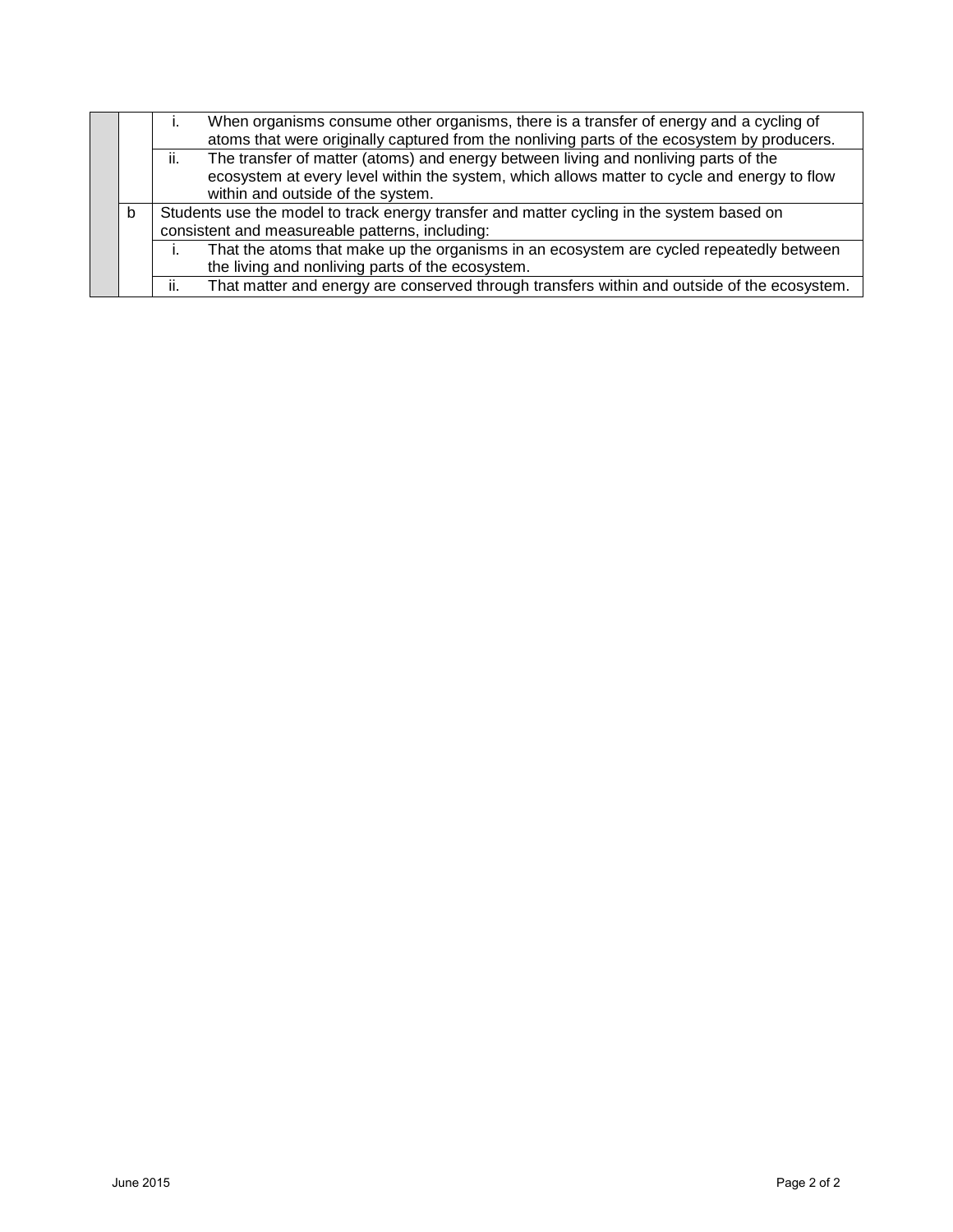| | | | |
|---|---|---|---|
| | | i. | When organisms consume other organisms, there is a transfer of energy and a cycling of atoms that were originally captured from the nonliving parts of the ecosystem by producers. |
| | | ii. | The transfer of matter (atoms) and energy between living and nonliving parts of the ecosystem at every level within the system, which allows matter to cycle and energy to flow within and outside of the system. |
| | b | Students use the model to track energy transfer and matter cycling in the system based on consistent and measureable patterns, including: | |
| | | i. | That the atoms that make up the organisms in an ecosystem are cycled repeatedly between the living and nonliving parts of the ecosystem. |
| | | ii. | That matter and energy are conserved through transfers within and outside of the ecosystem. |